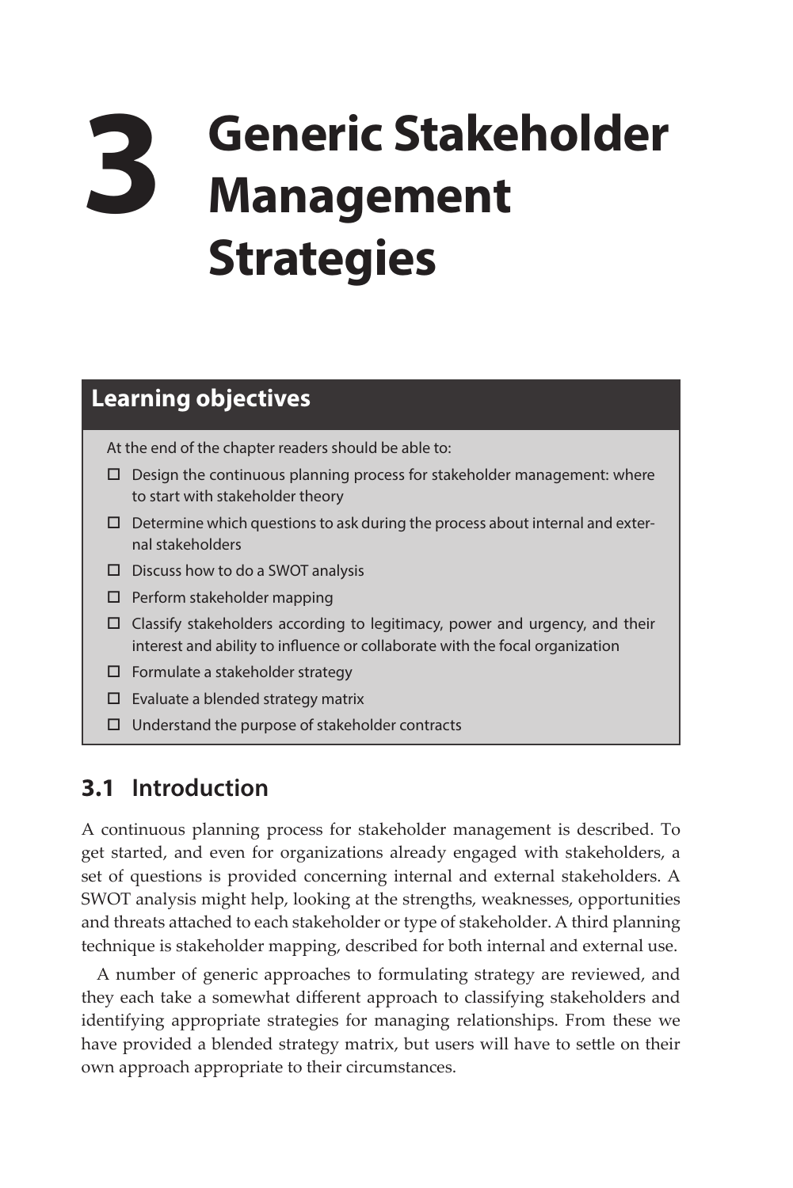# 3 Generic Stakeholder Management Strategies

## Learning objectives

At the end of the chapter readers should be able to:

- ☐ Design the continuous planning process for stakeholder management: where to start with stakeholder theory
- ☐ Determine which questions to ask during the process about internal and external stakeholders
- ☐ Discuss how to do a SWOT analysis
- ☐ Perform stakeholder mapping
- ☐ Classify stakeholders according to legitimacy, power and urgency, and their interest and ability to influence or collaborate with the focal organization
- ☐ Formulate a stakeholder strategy
- ☐ Evaluate a blended strategy matrix
- ☐ Understand the purpose of stakeholder contracts

## 3.1 Introduction

A continuous planning process for stakeholder management is described. To get started, and even for organizations already engaged with stakeholders, a set of questions is provided concerning internal and external stakeholders. A SWOT analysis might help, looking at the strengths, weaknesses, opportunities and threats attached to each stakeholder or type of stakeholder. A third planning technique is stakeholder mapping, described for both internal and external use.

A number of generic approaches to formulating strategy are reviewed, and they each take a somewhat different approach to classifying stakeholders and identifying appropriate strategies for managing relationships. From these we have provided a blended strategy matrix, but users will have to settle on their own approach appropriate to their circumstances.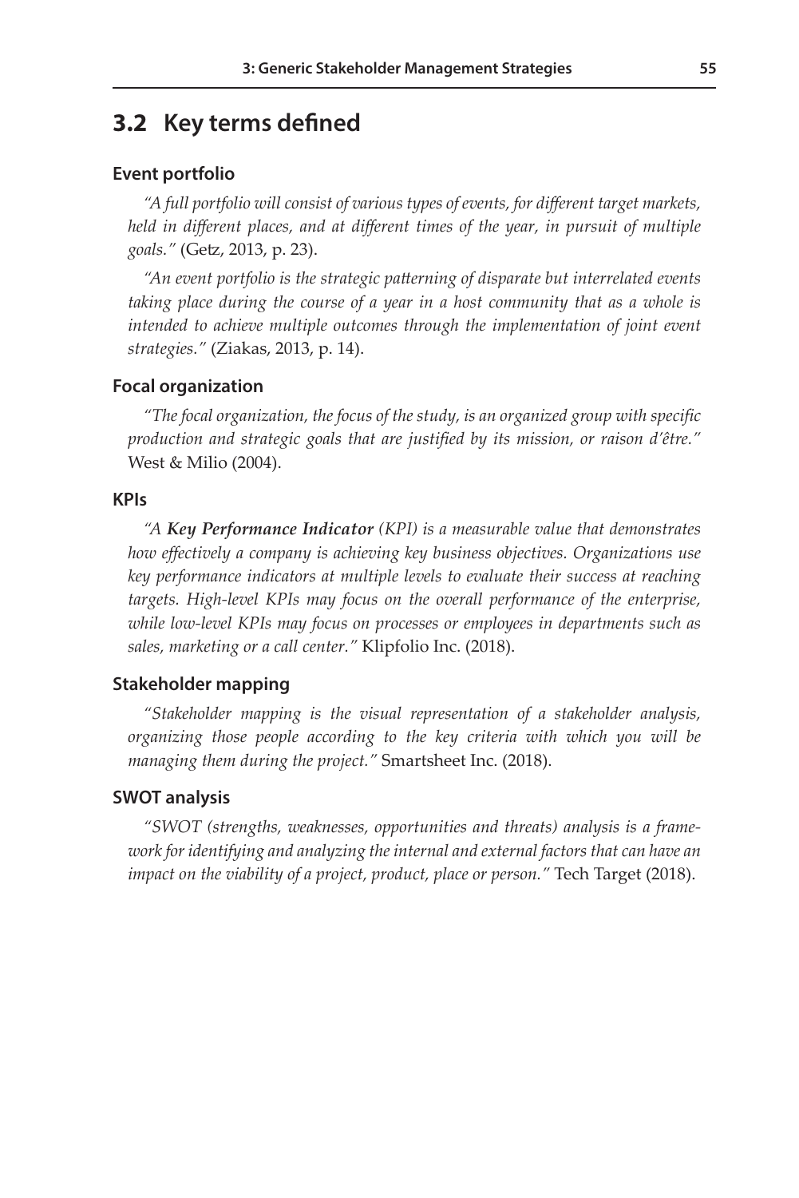## 3.2 Key terms defined

### Event portfolio

*"A full portfolio will consist of various types of events, for different target markets, held in different places, and at different times of the year, in pursuit of multiple goals."* (Getz, 2013, p. 23).

*"An event portfolio is the strategic patterning of disparate but interrelated events taking place during the course of a year in a host community that as a whole is intended to achieve multiple outcomes through the implementation of joint event strategies."* (Ziakas, 2013, p. 14).

### Focal organization

*"The focal organization, the focus of the study, is an organized group with specific production and strategic goals that are justified by its mission, or raison d'être."* West & Milio (2004).

### KPIs

*"A **Key Performance Indicator** (KPI) is a measurable value that demonstrates how effectively a company is achieving key business objectives. Organizations use key performance indicators at multiple levels to evaluate their success at reaching targets. High-level KPIs may focus on the overall performance of the enterprise, while low-level KPIs may focus on processes or employees in departments such as sales, marketing or a call center."* Klipfolio Inc. (2018).

### Stakeholder mapping

*"Stakeholder mapping is the visual representation of a stakeholder analysis, organizing those people according to the key criteria with which you will be managing them during the project."* Smartsheet Inc. (2018).

### SWOT analysis

*"SWOT (strengths, weaknesses, opportunities and threats) analysis is a framework for identifying and analyzing the internal and external factors that can have an impact on the viability of a project, product, place or person."* Tech Target (2018).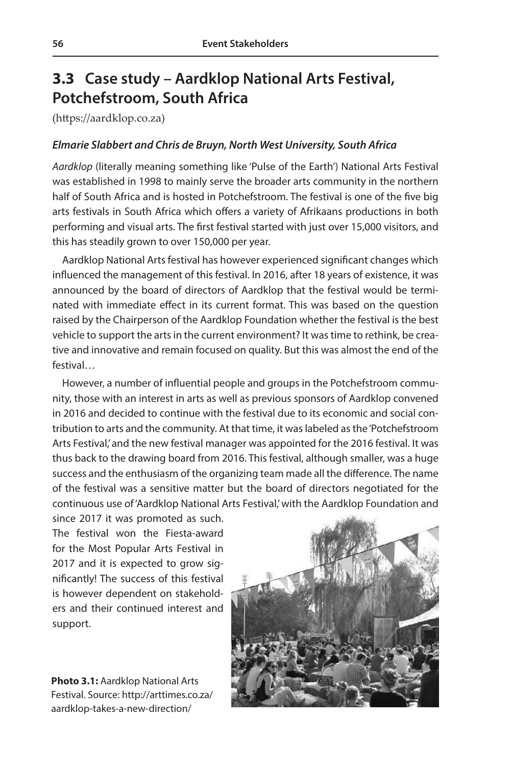## 3.3 Case study – Aardklop National Arts Festival, Potchefstroom, South Africa

(https://aardklop.co.za)

### *Elmarie Slabbert and Chris de Bruyn, North West University, South Africa*

*Aardklop* (literally meaning something like 'Pulse of the Earth') National Arts Festival was established in 1998 to mainly serve the broader arts community in the northern half of South Africa and is hosted in Potchefstroom. The festival is one of the five big arts festivals in South Africa which offers a variety of Afrikaans productions in both performing and visual arts. The first festival started with just over 15,000 visitors, and this has steadily grown to over 150,000 per year.

Aardklop National Arts festival has however experienced significant changes which influenced the management of this festival. In 2016, after 18 years of existence, it was announced by the board of directors of Aardklop that the festival would be terminated with immediate effect in its current format. This was based on the question raised by the Chairperson of the Aardklop Foundation whether the festival is the best vehicle to support the arts in the current environment? It was time to rethink, be creative and innovative and remain focused on quality. But this was almost the end of the festival…

However, a number of influential people and groups in the Potchefstroom community, those with an interest in arts as well as previous sponsors of Aardklop convened in 2016 and decided to continue with the festival due to its economic and social contribution to arts and the community. At that time, it was labeled as the 'Potchefstroom Arts Festival,' and the new festival manager was appointed for the 2016 festival. It was thus back to the drawing board from 2016. This festival, although smaller, was a huge success and the enthusiasm of the organizing team made all the difference. The name of the festival was a sensitive matter but the board of directors negotiated for the continuous use of 'Aardklop National Arts Festival,' with the Aardklop Foundation and since 2017 it was promoted as such. The festival won the Fiesta-award for the Most Popular Arts Festival in 2017 and it is expected to grow significantly! The success of this festival is however dependent on stakeholders and their continued interest and support.

**Photo 3.1:** Aardklop National Arts Festival. Source: http://arttimes.co.za/aardklop-takes-a-new-direction/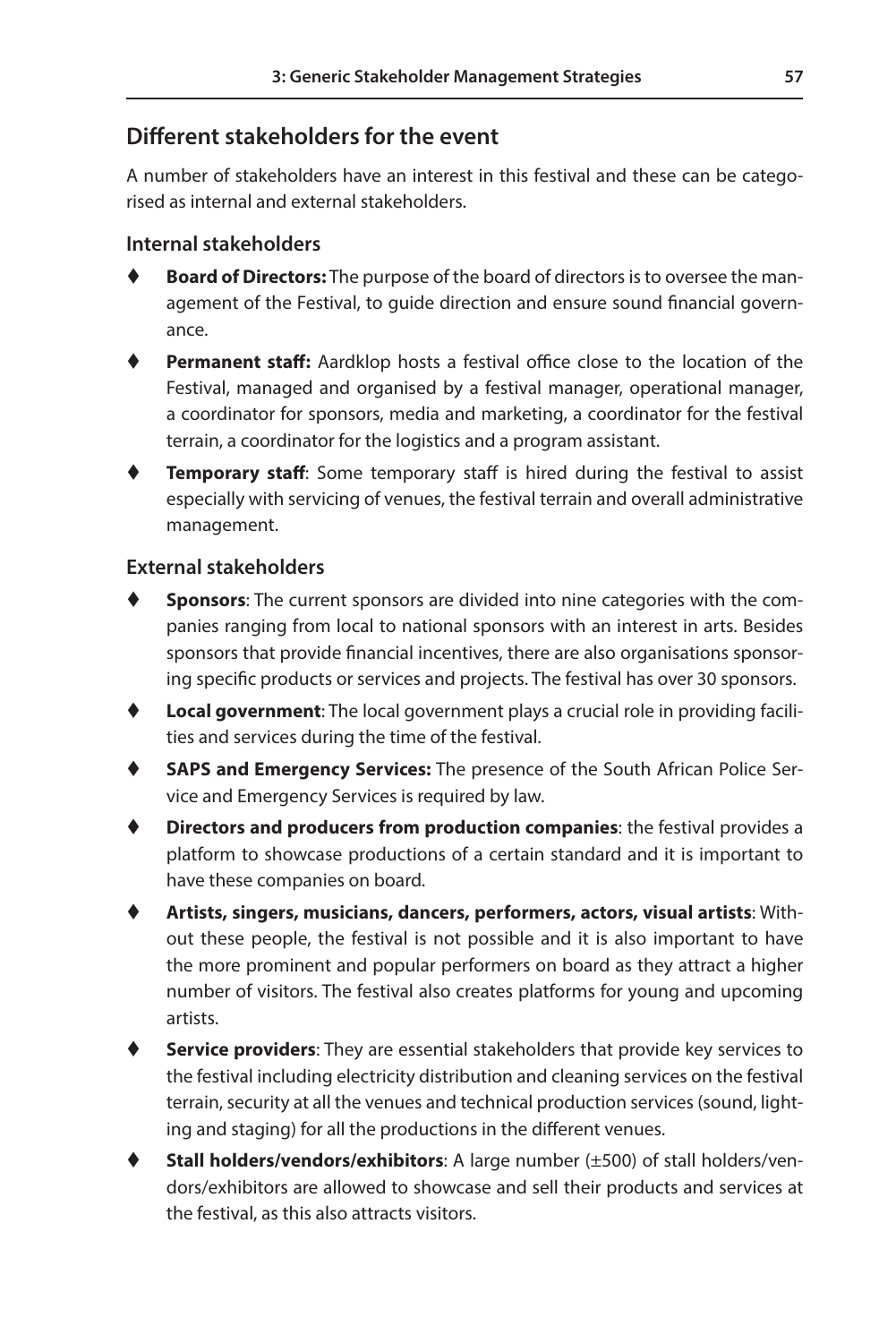## Different stakeholders for the event

A number of stakeholders have an interest in this festival and these can be categorised as internal and external stakeholders.

### Internal stakeholders

- **Board of Directors:** The purpose of the board of directors is to oversee the management of the Festival, to guide direction and ensure sound financial governance.
- **Permanent staff:** Aardklop hosts a festival office close to the location of the Festival, managed and organised by a festival manager, operational manager, a coordinator for sponsors, media and marketing, a coordinator for the festival terrain, a coordinator for the logistics and a program assistant.
- **Temporary staff**: Some temporary staff is hired during the festival to assist especially with servicing of venues, the festival terrain and overall administrative management.

### External stakeholders

- **Sponsors**: The current sponsors are divided into nine categories with the companies ranging from local to national sponsors with an interest in arts. Besides sponsors that provide financial incentives, there are also organisations sponsoring specific products or services and projects. The festival has over 30 sponsors.
- **Local government**: The local government plays a crucial role in providing facilities and services during the time of the festival.
- **SAPS and Emergency Services:** The presence of the South African Police Service and Emergency Services is required by law.
- **Directors and producers from production companies**: the festival provides a platform to showcase productions of a certain standard and it is important to have these companies on board.
- **Artists, singers, musicians, dancers, performers, actors, visual artists**: Without these people, the festival is not possible and it is also important to have the more prominent and popular performers on board as they attract a higher number of visitors. The festival also creates platforms for young and upcoming artists.
- **Service providers**: They are essential stakeholders that provide key services to the festival including electricity distribution and cleaning services on the festival terrain, security at all the venues and technical production services (sound, lighting and staging) for all the productions in the different venues.
- **Stall holders/vendors/exhibitors**: A large number (±500) of stall holders/vendors/exhibitors are allowed to showcase and sell their products and services at the festival, as this also attracts visitors.